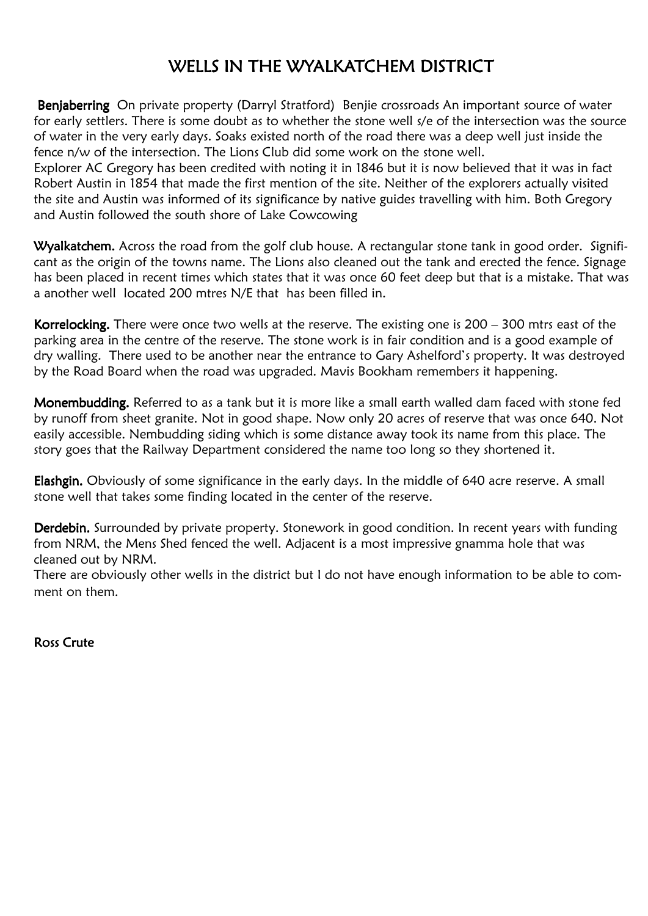# WELLS IN THE WYALKATCHEM DISTRICT

**Benjaberring** On private property (Darryl Stratford) Benjie crossroads An important source of water for early settlers. There is some doubt as to whether the stone well s/e of the intersection was the source of water in the very early days. Soaks existed north of the road there was a deep well just inside the fence n/w of the intersection. The Lions Club did some work on the stone well.
Explorer AC Gregory has been credited with noting it in 1846 but it is now believed that it was in fact Robert Austin in 1854 that made the first mention of the site. Neither of the explorers actually visited the site and Austin was informed of its significance by native guides travelling with him. Both Gregory and Austin followed the south shore of Lake Cowcowing

**Wyalkatchem.** Across the road from the golf club house. A rectangular stone tank in good order. Significant as the origin of the towns name. The Lions also cleaned out the tank and erected the fence. Signage has been placed in recent times which states that it was once 60 feet deep but that is a mistake. That was a another well located 200 mtres N/E that has been filled in.

**Korrelocking.** There were once two wells at the reserve. The existing one is 200 – 300 mtrs east of the parking area in the centre of the reserve. The stone work is in fair condition and is a good example of dry walling. There used to be another near the entrance to Gary Ashelford's property. It was destroyed by the Road Board when the road was upgraded. Mavis Bookham remembers it happening.

**Monembudding.** Referred to as a tank but it is more like a small earth walled dam faced with stone fed by runoff from sheet granite. Not in good shape. Now only 20 acres of reserve that was once 640. Not easily accessible. Nembudding siding which is some distance away took its name from this place. The story goes that the Railway Department considered the name too long so they shortened it.

**Elashgin.** Obviously of some significance in the early days. In the middle of 640 acre reserve. A small stone well that takes some finding located in the center of the reserve.

**Derdebin.** Surrounded by private property. Stonework in good condition. In recent years with funding from NRM, the Mens Shed fenced the well. Adjacent is a most impressive gnamma hole that was cleaned out by NRM.
There are obviously other wells in the district but I do not have enough information to be able to comment on them.

Ross Crute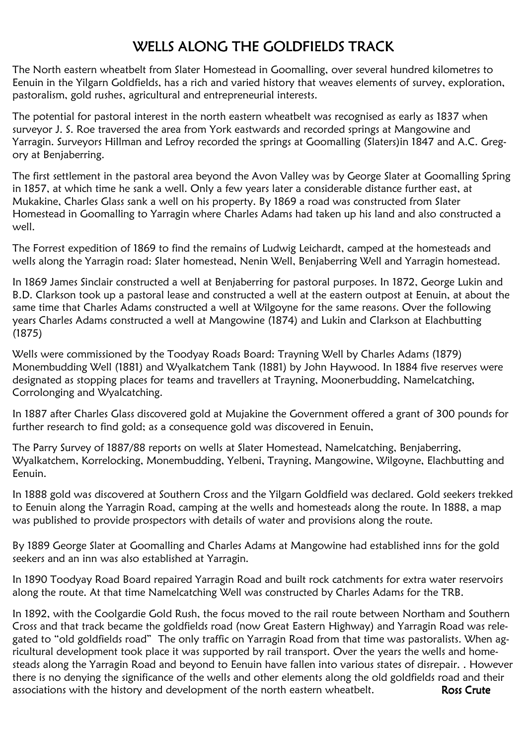# WELLS ALONG THE GOLDFIELDS TRACK

The North eastern wheatbelt from Slater Homestead in Goomalling, over several hundred kilometres to Eenuin in the Yilgarn Goldfields, has a rich and varied history that weaves elements of survey, exploration, pastoralism, gold rushes, agricultural and entrepreneurial interests.

The potential for pastoral interest in the north eastern wheatbelt was recognised as early as 1837 when surveyor J. S. Roe traversed the area from York eastwards and recorded springs at Mangowine and Yarragin. Surveyors Hillman and Lefroy recorded the springs at Goomalling (Slaters)in 1847 and A.C. Gregory at Benjaberring.

The first settlement in the pastoral area beyond the Avon Valley was by George Slater at Goomalling Spring in 1857, at which time he sank a well. Only a few years later a considerable distance further east, at Mukakine, Charles Glass sank a well on his property. By 1869 a road was constructed from Slater Homestead in Goomalling to Yarragin where Charles Adams had taken up his land and also constructed a well.

The Forrest expedition of 1869 to find the remains of Ludwig Leichardt, camped at the homesteads and wells along the Yarragin road: Slater homestead, Nenin Well, Benjaberring Well and Yarragin homestead.

In 1869 James Sinclair constructed a well at Benjaberring for pastoral purposes. In 1872, George Lukin and B.D. Clarkson took up a pastoral lease and constructed a well at the eastern outpost at Eenuin, at about the same time that Charles Adams constructed a well at Wilgoyne for the same reasons. Over the following years Charles Adams constructed a well at Mangowine (1874) and Lukin and Clarkson at Elachbutting (1875)

Wells were commissioned by the Toodyay Roads Board: Trayning Well by Charles Adams (1879) Monembudding Well (1881) and Wyalkatchem Tank (1881) by John Haywood. In 1884 five reserves were designated as stopping places for teams and travellers at Trayning, Moonerbudding, Namelcatching, Corrolonging and Wyalcatching.

In 1887 after Charles Glass discovered gold at Mujakine the Government offered a grant of 300 pounds for further research to find gold; as a consequence gold was discovered in Eenuin,

The Parry Survey of 1887/88 reports on wells at Slater Homestead, Namelcatching, Benjaberring, Wyalkatchem, Korrelocking, Monembudding, Yelbeni, Trayning, Mangowine, Wilgoyne, Elachbutting and Eenuin.

In 1888 gold was discovered at Southern Cross and the Yilgarn Goldfield was declared. Gold seekers trekked to Eenuin along the Yarragin Road, camping at the wells and homesteads along the route. In 1888, a map was published to provide prospectors with details of water and provisions along the route.

By 1889 George Slater at Goomalling and Charles Adams at Mangowine had established inns for the gold seekers and an inn was also established at Yarragin.

In 1890 Toodyay Road Board repaired Yarragin Road and built rock catchments for extra water reservoirs along the route. At that time Namelcatching Well was constructed by Charles Adams for the TRB.

In 1892, with the Coolgardie Gold Rush, the focus moved to the rail route between Northam and Southern Cross and that track became the goldfields road (now Great Eastern Highway) and Yarragin Road was relegated to "old goldfields road" The only traffic on Yarragin Road from that time was pastoralists. When agricultural development took place it was supported by rail transport. Over the years the wells and homesteads along the Yarragin Road and beyond to Eenuin have fallen into various states of disrepair. . However there is no denying the significance of the wells and other elements along the old goldfields road and their associations with the history and development of the north eastern wheatbelt.

**Ross Crute**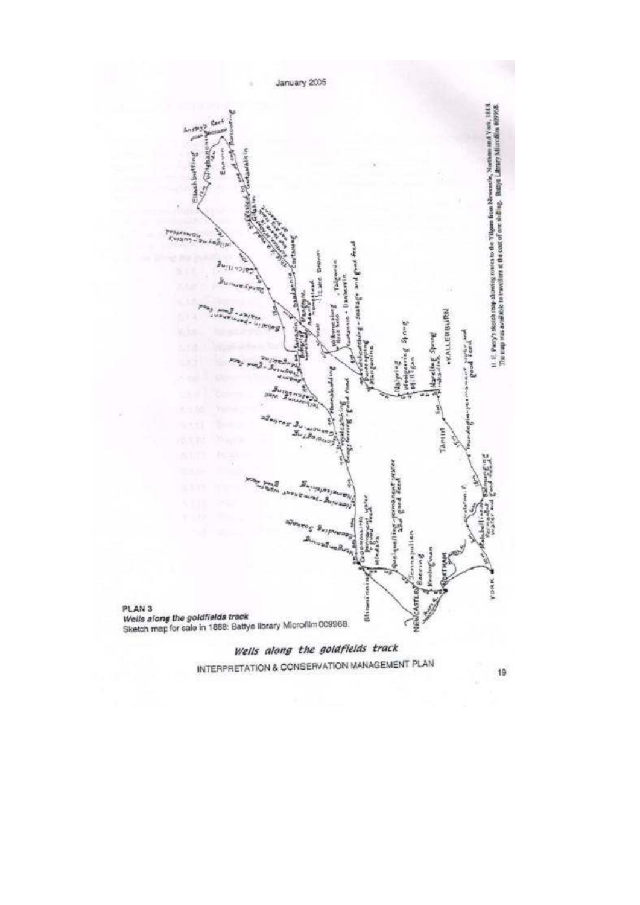PLAN 3
*Wells along the goldfields track*
Sketch map for sale in 1888: Battye library Microfilm 009968.

H. E. Parry's sketch map showing routes to the Yilgarn from Newcastle, Northam and York, 1888. The map was available to travellers at the cost of one shilling. Battye Library Microfilm 009968.

*Wells along the goldfields track*